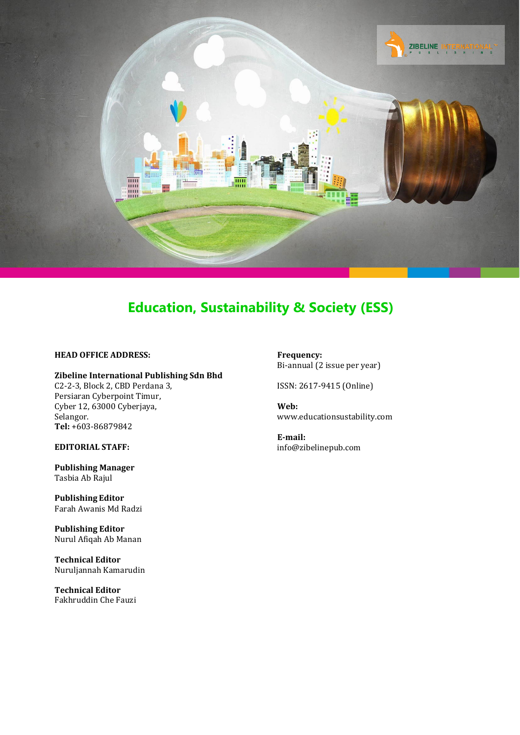# Education, Sustainability & Society (ESS)

**HEAD OFFICE ADDRESS:**

**Zibeline International Publishing Sdn Bhd**
C2-2-3, Block 2, CBD Perdana 3,
Persiaran Cyberpoint Timur,
Cyber 12, 63000 Cyberjaya,
Selangor.
**Tel:** +603-86879842

**EDITORIAL STAFF:**

**Publishing Manager**
Tasbia Ab Rajul

**Publishing Editor**
Farah Awanis Md Radzi

**Publishing Editor**
Nurul Afiqah Ab Manan

**Technical Editor**
Nuruljannah Kamarudin

**Technical Editor**
Fakhruddin Che Fauzi

**Frequency:**
Bi-annual (2 issue per year)

ISSN: 2617-9415 (Online)

**Web:**
www.educationsustability.com

**E-mail:**
info@zibelinepub.com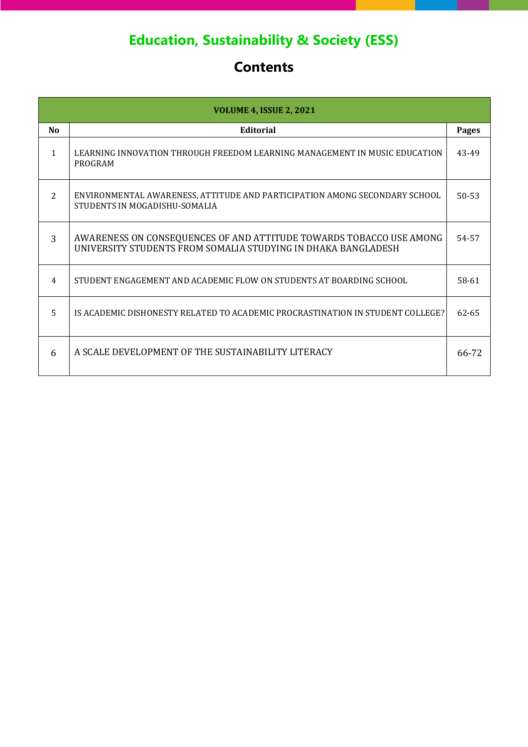# Education, Sustainability & Society (ESS)

## Contents

| VOLUME 4, ISSUE 2, 2021 | | |
|---|---|---|
| **No** | **Editorial** | **Pages** |
| 1 | LEARNING INNOVATION THROUGH FREEDOM LEARNING MANAGEMENT IN MUSIC EDUCATION PROGRAM | 43-49 |
| 2 | ENVIRONMENTAL AWARENESS, ATTITUDE AND PARTICIPATION AMONG SECONDARY SCHOOL STUDENTS IN MOGADISHU-SOMALIA | 50-53 |
| 3 | AWARENESS ON CONSEQUENCES OF AND ATTITUDE TOWARDS TOBACCO USE AMONG UNIVERSITY STUDENTS FROM SOMALIA STUDYING IN DHAKA BANGLADESH | 54-57 |
| 4 | STUDENT ENGAGEMENT AND ACADEMIC FLOW ON STUDENTS AT BOARDING SCHOOL | 58-61 |
| 5 | IS ACADEMIC DISHONESTY RELATED TO ACADEMIC PROCRASTINATION IN STUDENT COLLEGE? | 62-65 |
| 6 | A SCALE DEVELOPMENT OF THE SUSTAINABILITY LITERACY | 66-72 |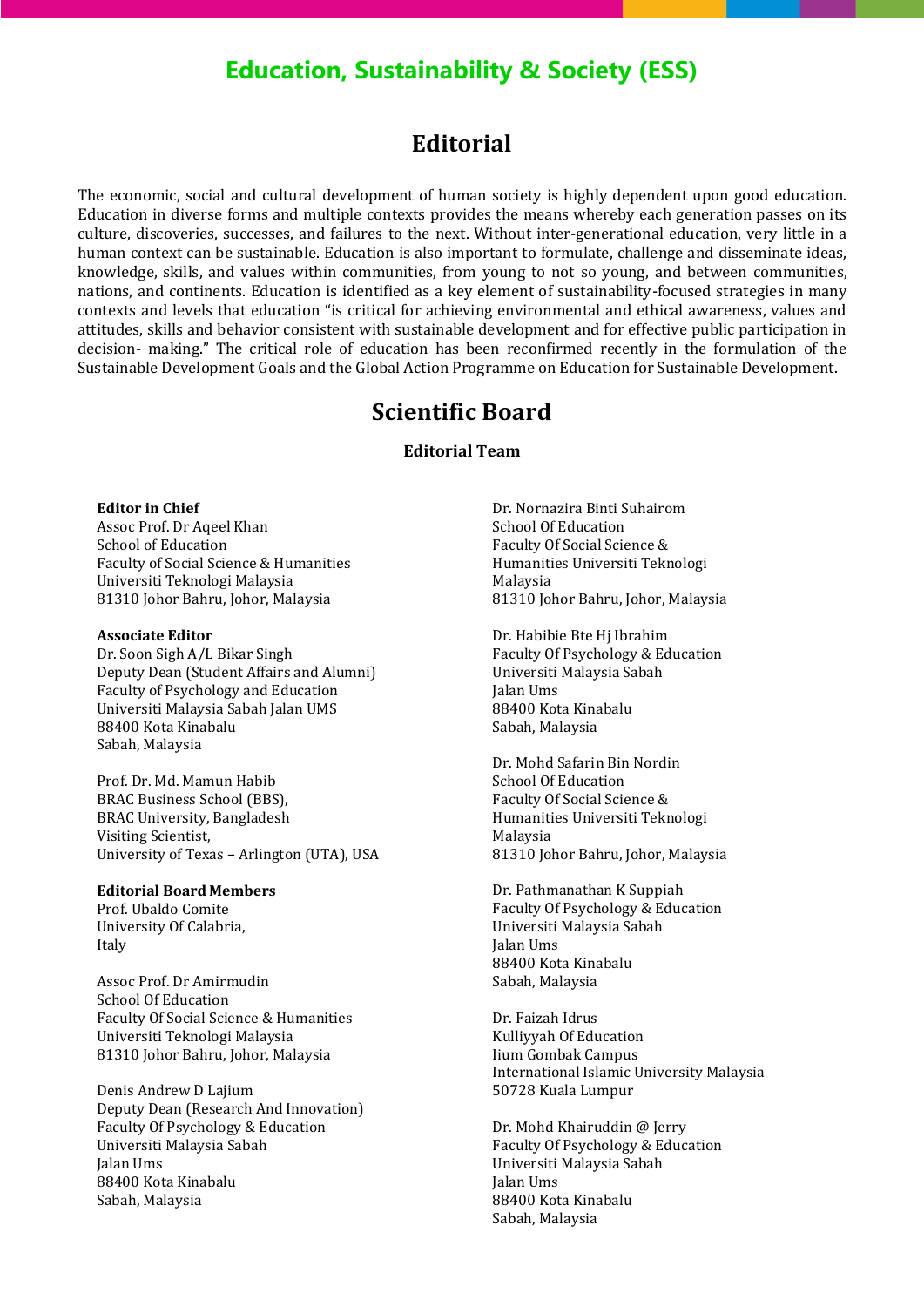# Education, Sustainability & Society (ESS)

## Editorial

The economic, social and cultural development of human society is highly dependent upon good education. Education in diverse forms and multiple contexts provides the means whereby each generation passes on its culture, discoveries, successes, and failures to the next. Without inter-generational education, very little in a human context can be sustainable. Education is also important to formulate, challenge and disseminate ideas, knowledge, skills, and values within communities, from young to not so young, and between communities, nations, and continents. Education is identified as a key element of sustainability-focused strategies in many contexts and levels that education "is critical for achieving environmental and ethical awareness, values and attitudes, skills and behavior consistent with sustainable development and for effective public participation in decision- making." The critical role of education has been reconfirmed recently in the formulation of the Sustainable Development Goals and the Global Action Programme on Education for Sustainable Development.

## Scientific Board

### Editorial Team

**Editor in Chief**
Assoc Prof. Dr Aqeel Khan
School of Education
Faculty of Social Science & Humanities
Universiti Teknologi Malaysia
81310 Johor Bahru, Johor, Malaysia

**Associate Editor**
Dr. Soon Sigh A/L Bikar Singh
Deputy Dean (Student Affairs and Alumni)
Faculty of Psychology and Education
Universiti Malaysia Sabah Jalan UMS
88400 Kota Kinabalu
Sabah, Malaysia

Prof. Dr. Md. Mamun Habib
BRAC Business School (BBS),
BRAC University, Bangladesh
Visiting Scientist,
University of Texas – Arlington (UTA), USA

**Editorial Board Members**
Prof. Ubaldo Comite
University Of Calabria,
Italy

Assoc Prof. Dr Amirmudin
School Of Education
Faculty Of Social Science & Humanities
Universiti Teknologi Malaysia
81310 Johor Bahru, Johor, Malaysia

Denis Andrew D Lajium
Deputy Dean (Research And Innovation)
Faculty Of Psychology & Education
Universiti Malaysia Sabah
Jalan Ums
88400 Kota Kinabalu
Sabah, Malaysia

Dr. Nornazira Binti Suhairom
School Of Education
Faculty Of Social Science &
Humanities Universiti Teknologi
Malaysia
81310 Johor Bahru, Johor, Malaysia

Dr. Habibie Bte Hj Ibrahim
Faculty Of Psychology & Education
Universiti Malaysia Sabah
Jalan Ums
88400 Kota Kinabalu
Sabah, Malaysia

Dr. Mohd Safarin Bin Nordin
School Of Education
Faculty Of Social Science &
Humanities Universiti Teknologi
Malaysia
81310 Johor Bahru, Johor, Malaysia

Dr. Pathmanathan K Suppiah
Faculty Of Psychology & Education
Universiti Malaysia Sabah
Jalan Ums
88400 Kota Kinabalu
Sabah, Malaysia

Dr. Faizah Idrus
Kulliyyah Of Education
Iium Gombak Campus
International Islamic University Malaysia
50728 Kuala Lumpur

Dr. Mohd Khairuddin @ Jerry
Faculty Of Psychology & Education
Universiti Malaysia Sabah
Jalan Ums
88400 Kota Kinabalu
Sabah, Malaysia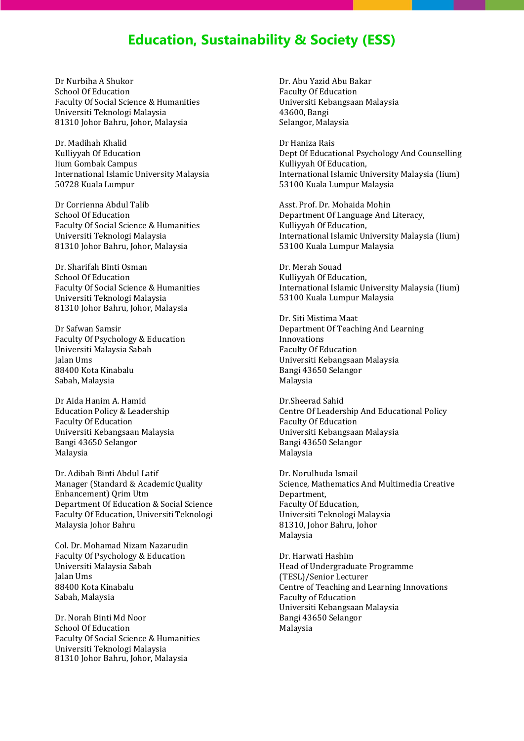# Education, Sustainability & Society (ESS)

Dr Nurbiha A Shukor
School Of Education
Faculty Of Social Science & Humanities
Universiti Teknologi Malaysia
81310 Johor Bahru, Johor, Malaysia

Dr. Madihah Khalid
Kulliyyah Of Education
Iium Gombak Campus
International Islamic University Malaysia
50728 Kuala Lumpur

Dr Corrienna Abdul Talib
School Of Education
Faculty Of Social Science & Humanities
Universiti Teknologi Malaysia
81310 Johor Bahru, Johor, Malaysia

Dr. Sharifah Binti Osman
School Of Education
Faculty Of Social Science & Humanities
Universiti Teknologi Malaysia
81310 Johor Bahru, Johor, Malaysia

Dr Safwan Samsir
Faculty Of Psychology & Education
Universiti Malaysia Sabah
Jalan Ums
88400 Kota Kinabalu
Sabah, Malaysia

Dr Aida Hanim A. Hamid
Education Policy & Leadership
Faculty Of Education
Universiti Kebangsaan Malaysia
Bangi 43650 Selangor
Malaysia

Dr. Adibah Binti Abdul Latif
Manager (Standard & Academic Quality Enhancement) Qrim Utm
Department Of Education & Social Science
Faculty Of Education, Universiti Teknologi Malaysia Johor Bahru

Col. Dr. Mohamad Nizam Nazarudin
Faculty Of Psychology & Education
Universiti Malaysia Sabah
Jalan Ums
88400 Kota Kinabalu
Sabah, Malaysia

Dr. Norah Binti Md Noor
School Of Education
Faculty Of Social Science & Humanities
Universiti Teknologi Malaysia
81310 Johor Bahru, Johor, Malaysia

Dr. Abu Yazid Abu Bakar
Faculty Of Education
Universiti Kebangsaan Malaysia
43600, Bangi
Selangor, Malaysia

Dr Haniza Rais
Dept Of Educational Psychology And Counselling
Kulliyyah Of Education,
International Islamic University Malaysia (Iium)
53100 Kuala Lumpur Malaysia

Asst. Prof. Dr. Mohaida Mohin
Department Of Language And Literacy,
Kulliyyah Of Education,
International Islamic University Malaysia (Iium)
53100 Kuala Lumpur Malaysia

Dr. Merah Souad
Kulliyyah Of Education,
International Islamic University Malaysia (Iium)
53100 Kuala Lumpur Malaysia

Dr. Siti Mistima Maat
Department Of Teaching And Learning Innovations
Faculty Of Education
Universiti Kebangsaan Malaysia
Bangi 43650 Selangor
Malaysia

Dr.Sheerad Sahid
Centre Of Leadership And Educational Policy
Faculty Of Education
Universiti Kebangsaan Malaysia
Bangi 43650 Selangor
Malaysia

Dr. Norulhuda Ismail
Science, Mathematics And Multimedia Creative Department,
Faculty Of Education,
Universiti Teknologi Malaysia
81310, Johor Bahru, Johor
Malaysia

Dr. Harwati Hashim
Head of Undergraduate Programme (TESL)/Senior Lecturer
Centre of Teaching and Learning Innovations
Faculty of Education
Universiti Kebangsaan Malaysia
Bangi 43650 Selangor
Malaysia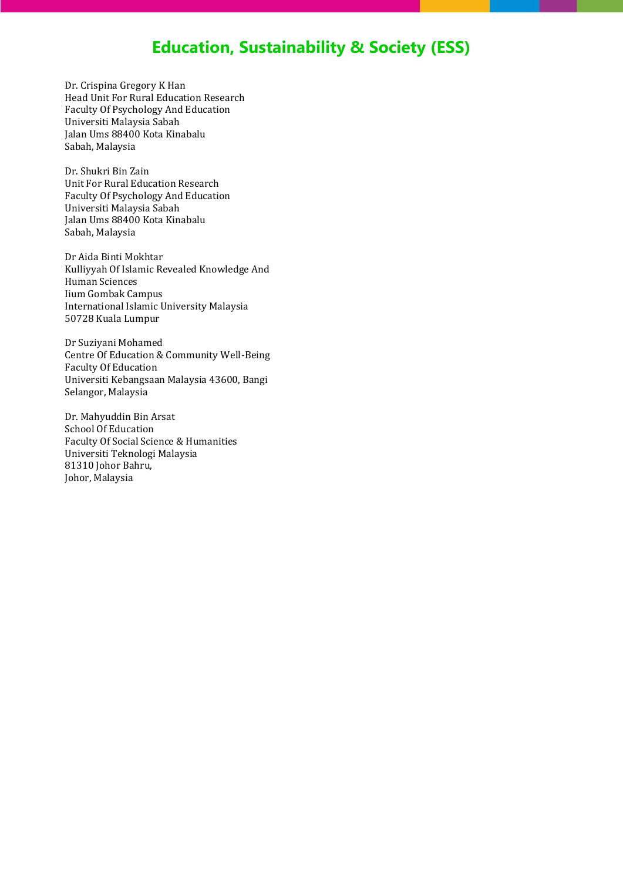# Education, Sustainability & Society (ESS)

Dr. Crispina Gregory K Han
Head Unit For Rural Education Research
Faculty Of Psychology And Education
Universiti Malaysia Sabah
Jalan Ums 88400 Kota Kinabalu
Sabah, Malaysia

Dr. Shukri Bin Zain
Unit For Rural Education Research
Faculty Of Psychology And Education
Universiti Malaysia Sabah
Jalan Ums 88400 Kota Kinabalu
Sabah, Malaysia

Dr Aida Binti Mokhtar
Kulliyyah Of Islamic Revealed Knowledge And
Human Sciences
Iium Gombak Campus
International Islamic University Malaysia
50728 Kuala Lumpur

Dr Suziyani Mohamed
Centre Of Education & Community Well-Being
Faculty Of Education
Universiti Kebangsaan Malaysia 43600, Bangi
Selangor, Malaysia

Dr. Mahyuddin Bin Arsat
School Of Education
Faculty Of Social Science & Humanities
Universiti Teknologi Malaysia
81310 Johor Bahru,
Johor, Malaysia